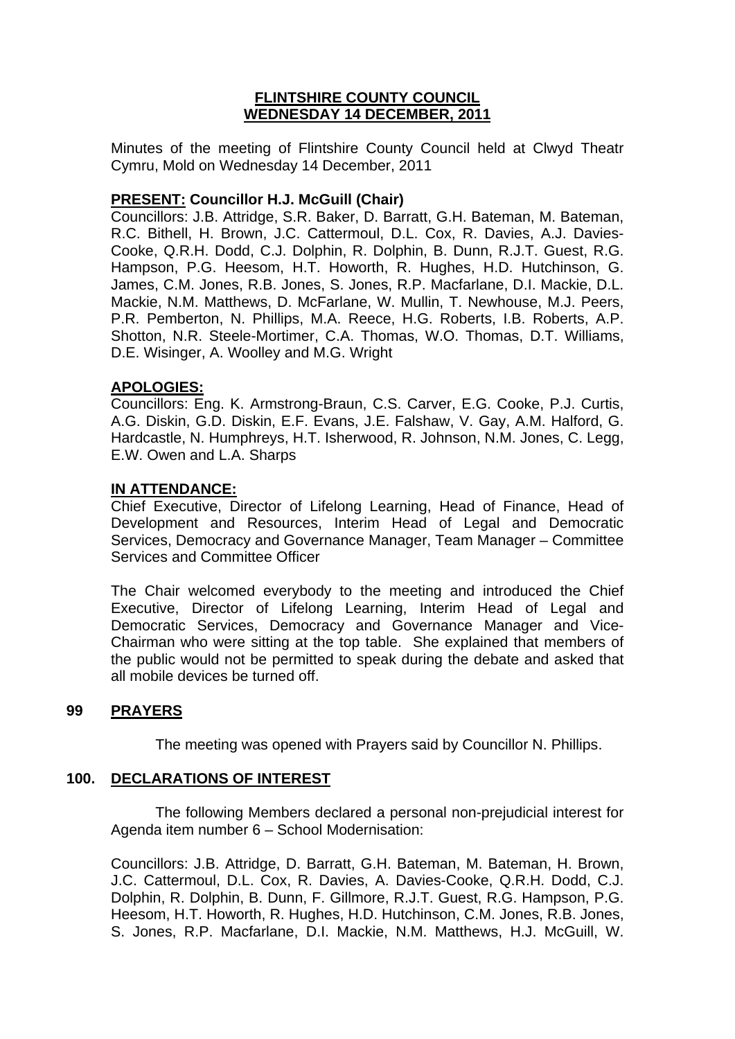# FLINTSHIRE COUNTY COUNCIL
# WEDNESDAY 14 DECEMBER, 2011

Minutes of the meeting of Flintshire County Council held at Clwyd Theatr Cymru, Mold on Wednesday 14 December, 2011

**PRESENT: Councillor H.J. McGuill (Chair)**
Councillors: J.B. Attridge, S.R. Baker, D. Barratt, G.H. Bateman, M. Bateman, R.C. Bithell, H. Brown, J.C. Cattermoul, D.L. Cox, R. Davies, A.J. Davies-Cooke, Q.R.H. Dodd, C.J. Dolphin, R. Dolphin, B. Dunn, R.J.T. Guest, R.G. Hampson, P.G. Heesom, H.T. Howorth, R. Hughes, H.D. Hutchinson, G. James, C.M. Jones, R.B. Jones, S. Jones, R.P. Macfarlane, D.I. Mackie, D.L. Mackie, N.M. Matthews, D. McFarlane, W. Mullin, T. Newhouse, M.J. Peers, P.R. Pemberton, N. Phillips, M.A. Reece, H.G. Roberts, I.B. Roberts, A.P. Shotton, N.R. Steele-Mortimer, C.A. Thomas, W.O. Thomas, D.T. Williams, D.E. Wisinger, A. Woolley and M.G. Wright

**APOLOGIES:**
Councillors: Eng. K. Armstrong-Braun, C.S. Carver, E.G. Cooke, P.J. Curtis, A.G. Diskin, G.D. Diskin, E.F. Evans, J.E. Falshaw, V. Gay, A.M. Halford, G. Hardcastle, N. Humphreys, H.T. Isherwood, R. Johnson, N.M. Jones, C. Legg, E.W. Owen and L.A. Sharps

**IN ATTENDANCE:**
Chief Executive, Director of Lifelong Learning, Head of Finance, Head of Development and Resources, Interim Head of Legal and Democratic Services, Democracy and Governance Manager, Team Manager – Committee Services and Committee Officer

The Chair welcomed everybody to the meeting and introduced the Chief Executive, Director of Lifelong Learning, Interim Head of Legal and Democratic Services, Democracy and Governance Manager and Vice-Chairman who were sitting at the top table. She explained that members of the public would not be permitted to speak during the debate and asked that all mobile devices be turned off.

## 99 PRAYERS

The meeting was opened with Prayers said by Councillor N. Phillips.

## 100. DECLARATIONS OF INTEREST

The following Members declared a personal non-prejudicial interest for Agenda item number 6 – School Modernisation:

Councillors: J.B. Attridge, D. Barratt, G.H. Bateman, M. Bateman, H. Brown, J.C. Cattermoul, D.L. Cox, R. Davies, A. Davies-Cooke, Q.R.H. Dodd, C.J. Dolphin, R. Dolphin, B. Dunn, F. Gillmore, R.J.T. Guest, R.G. Hampson, P.G. Heesom, H.T. Howorth, R. Hughes, H.D. Hutchinson, C.M. Jones, R.B. Jones, S. Jones, R.P. Macfarlane, D.I. Mackie, N.M. Matthews, H.J. McGuill, W.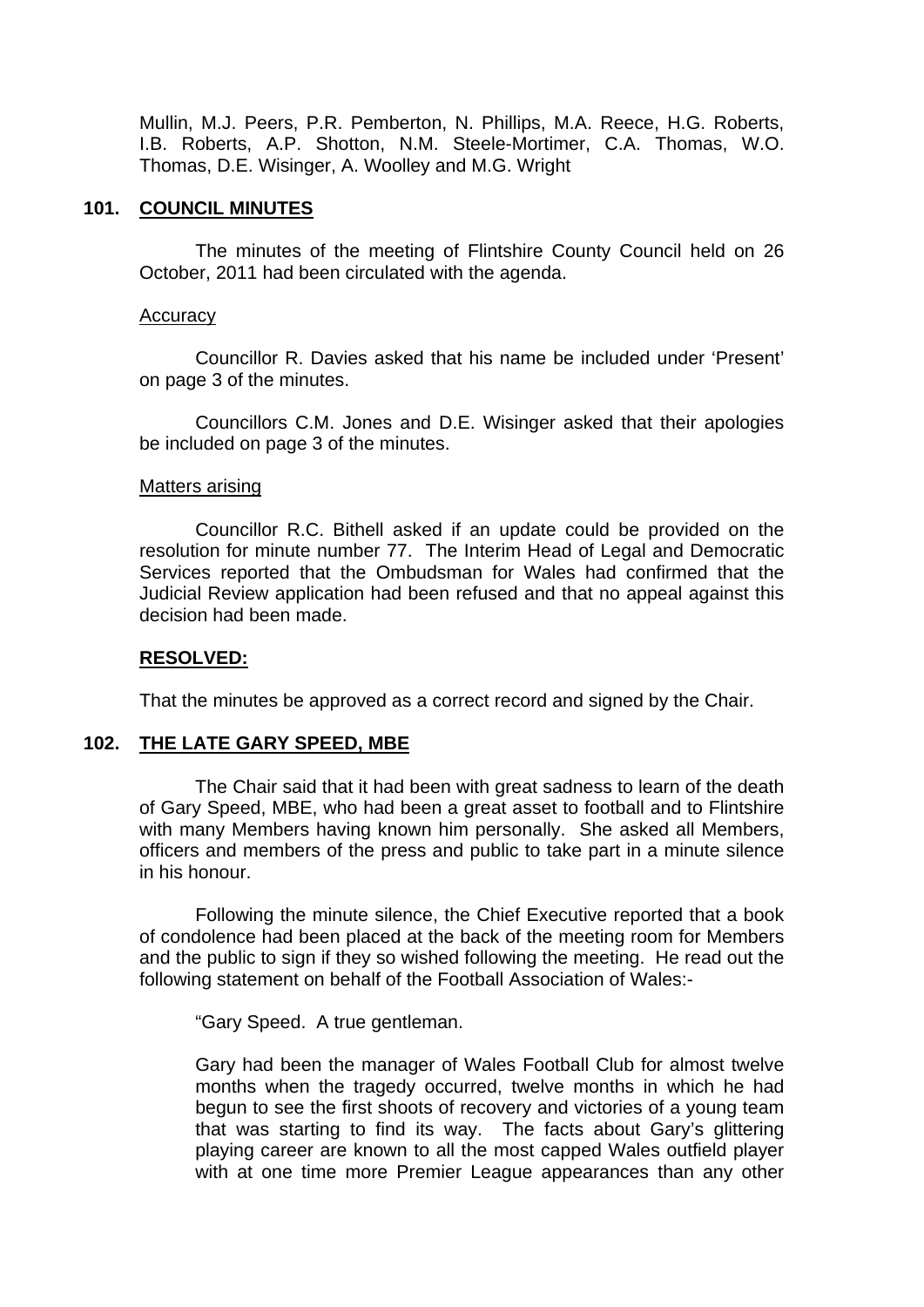Mullin, M.J. Peers, P.R. Pemberton, N. Phillips, M.A. Reece, H.G. Roberts, I.B. Roberts, A.P. Shotton, N.M. Steele-Mortimer, C.A. Thomas, W.O. Thomas, D.E. Wisinger, A. Woolley and M.G. Wright

## 101. COUNCIL MINUTES

The minutes of the meeting of Flintshire County Council held on 26 October, 2011 had been circulated with the agenda.

Accuracy

Councillor R. Davies asked that his name be included under 'Present' on page 3 of the minutes.

Councillors C.M. Jones and D.E. Wisinger asked that their apologies be included on page 3 of the minutes.

Matters arising

Councillor R.C. Bithell asked if an update could be provided on the resolution for minute number 77. The Interim Head of Legal and Democratic Services reported that the Ombudsman for Wales had confirmed that the Judicial Review application had been refused and that no appeal against this decision had been made.

**RESOLVED:**

That the minutes be approved as a correct record and signed by the Chair.

## 102. THE LATE GARY SPEED, MBE

The Chair said that it had been with great sadness to learn of the death of Gary Speed, MBE, who had been a great asset to football and to Flintshire with many Members having known him personally. She asked all Members, officers and members of the press and public to take part in a minute silence in his honour.

Following the minute silence, the Chief Executive reported that a book of condolence had been placed at the back of the meeting room for Members and the public to sign if they so wished following the meeting. He read out the following statement on behalf of the Football Association of Wales:-

"Gary Speed. A true gentleman.

Gary had been the manager of Wales Football Club for almost twelve months when the tragedy occurred, twelve months in which he had begun to see the first shoots of recovery and victories of a young team that was starting to find its way. The facts about Gary's glittering playing career are known to all the most capped Wales outfield player with at one time more Premier League appearances than any other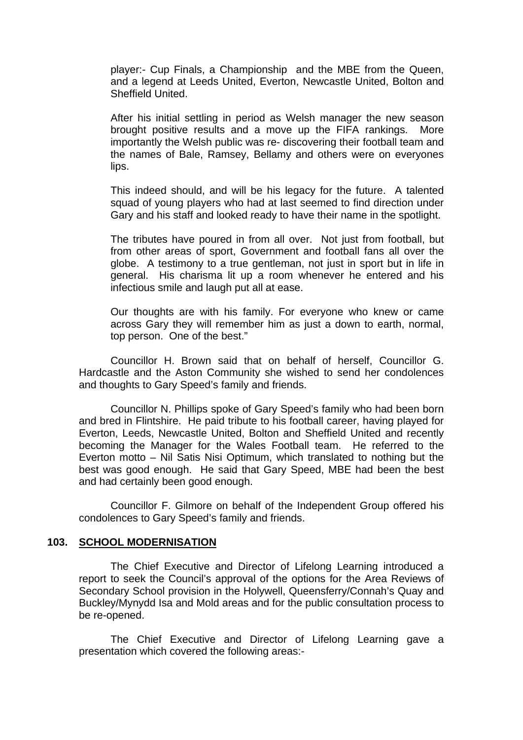player:- Cup Finals, a Championship and the MBE from the Queen, and a legend at Leeds United, Everton, Newcastle United, Bolton and Sheffield United.

After his initial settling in period as Welsh manager the new season brought positive results and a move up the FIFA rankings. More importantly the Welsh public was re- discovering their football team and the names of Bale, Ramsey, Bellamy and others were on everyones lips.

This indeed should, and will be his legacy for the future. A talented squad of young players who had at last seemed to find direction under Gary and his staff and looked ready to have their name in the spotlight.

The tributes have poured in from all over. Not just from football, but from other areas of sport, Government and football fans all over the globe. A testimony to a true gentleman, not just in sport but in life in general. His charisma lit up a room whenever he entered and his infectious smile and laugh put all at ease.

Our thoughts are with his family. For everyone who knew or came across Gary they will remember him as just a down to earth, normal, top person. One of the best."

Councillor H. Brown said that on behalf of herself, Councillor G. Hardcastle and the Aston Community she wished to send her condolences and thoughts to Gary Speed's family and friends.

Councillor N. Phillips spoke of Gary Speed's family who had been born and bred in Flintshire. He paid tribute to his football career, having played for Everton, Leeds, Newcastle United, Bolton and Sheffield United and recently becoming the Manager for the Wales Football team. He referred to the Everton motto – Nil Satis Nisi Optimum, which translated to nothing but the best was good enough. He said that Gary Speed, MBE had been the best and had certainly been good enough.

Councillor F. Gilmore on behalf of the Independent Group offered his condolences to Gary Speed's family and friends.

**103. SCHOOL MODERNISATION**

The Chief Executive and Director of Lifelong Learning introduced a report to seek the Council's approval of the options for the Area Reviews of Secondary School provision in the Holywell, Queensferry/Connah's Quay and Buckley/Mynydd Isa and Mold areas and for the public consultation process to be re-opened.

The Chief Executive and Director of Lifelong Learning gave a presentation which covered the following areas:-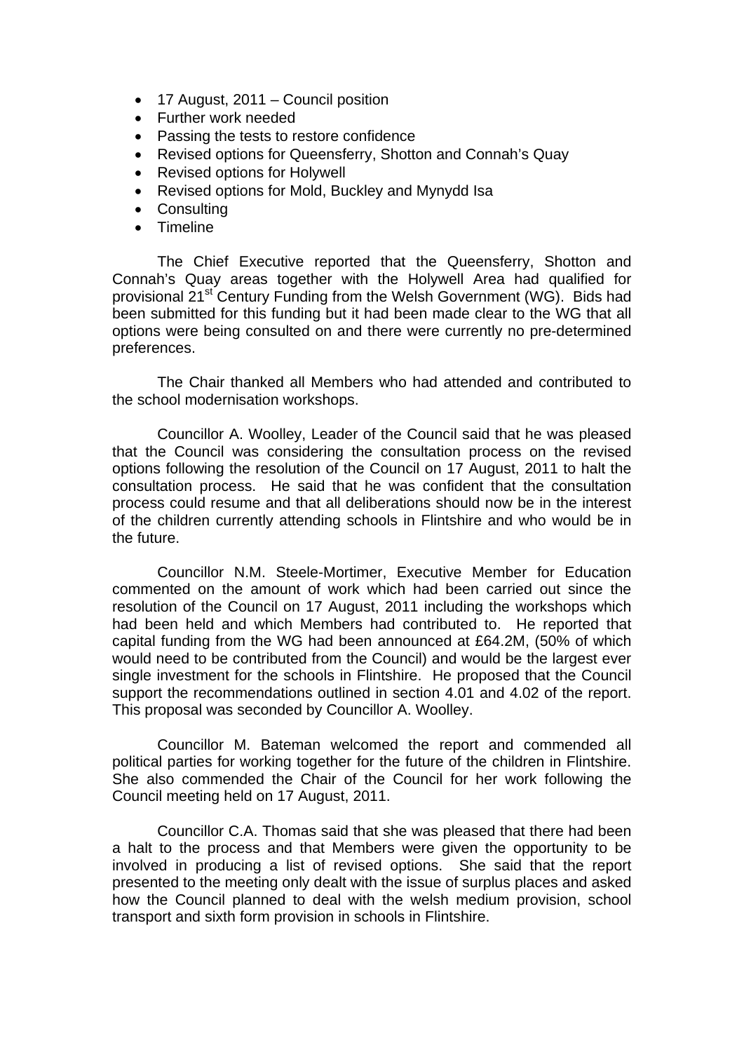- 17 August, 2011 – Council position
- Further work needed
- Passing the tests to restore confidence
- Revised options for Queensferry, Shotton and Connah's Quay
- Revised options for Holywell
- Revised options for Mold, Buckley and Mynydd Isa
- Consulting
- Timeline

The Chief Executive reported that the Queensferry, Shotton and Connah's Quay areas together with the Holywell Area had qualified for provisional 21st Century Funding from the Welsh Government (WG). Bids had been submitted for this funding but it had been made clear to the WG that all options were being consulted on and there were currently no pre-determined preferences.

The Chair thanked all Members who had attended and contributed to the school modernisation workshops.

Councillor A. Woolley, Leader of the Council said that he was pleased that the Council was considering the consultation process on the revised options following the resolution of the Council on 17 August, 2011 to halt the consultation process. He said that he was confident that the consultation process could resume and that all deliberations should now be in the interest of the children currently attending schools in Flintshire and who would be in the future.

Councillor N.M. Steele-Mortimer, Executive Member for Education commented on the amount of work which had been carried out since the resolution of the Council on 17 August, 2011 including the workshops which had been held and which Members had contributed to. He reported that capital funding from the WG had been announced at £64.2M, (50% of which would need to be contributed from the Council) and would be the largest ever single investment for the schools in Flintshire. He proposed that the Council support the recommendations outlined in section 4.01 and 4.02 of the report. This proposal was seconded by Councillor A. Woolley.

Councillor M. Bateman welcomed the report and commended all political parties for working together for the future of the children in Flintshire. She also commended the Chair of the Council for her work following the Council meeting held on 17 August, 2011.

Councillor C.A. Thomas said that she was pleased that there had been a halt to the process and that Members were given the opportunity to be involved in producing a list of revised options. She said that the report presented to the meeting only dealt with the issue of surplus places and asked how the Council planned to deal with the welsh medium provision, school transport and sixth form provision in schools in Flintshire.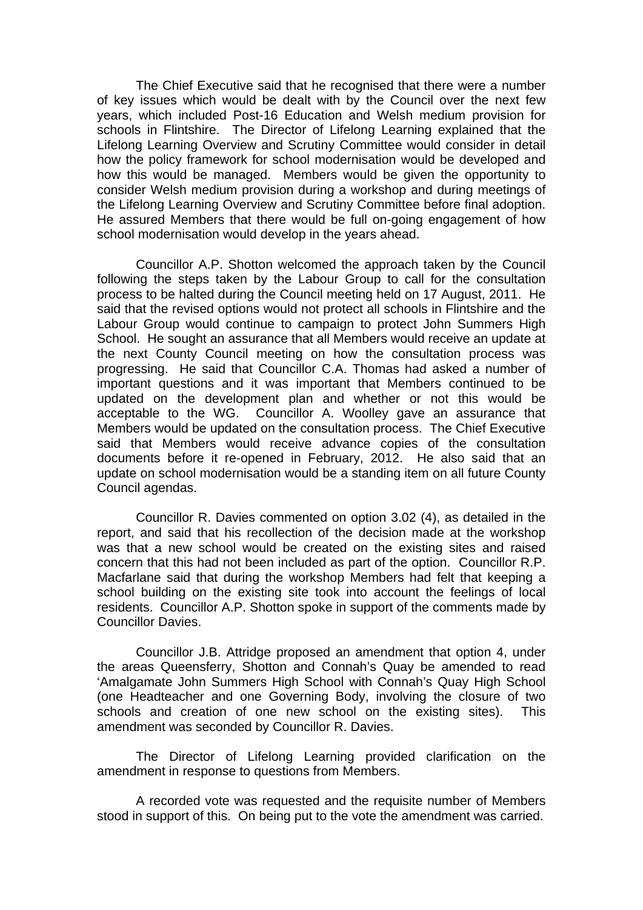The Chief Executive said that he recognised that there were a number of key issues which would be dealt with by the Council over the next few years, which included Post-16 Education and Welsh medium provision for schools in Flintshire. The Director of Lifelong Learning explained that the Lifelong Learning Overview and Scrutiny Committee would consider in detail how the policy framework for school modernisation would be developed and how this would be managed. Members would be given the opportunity to consider Welsh medium provision during a workshop and during meetings of the Lifelong Learning Overview and Scrutiny Committee before final adoption. He assured Members that there would be full on-going engagement of how school modernisation would develop in the years ahead.

Councillor A.P. Shotton welcomed the approach taken by the Council following the steps taken by the Labour Group to call for the consultation process to be halted during the Council meeting held on 17 August, 2011. He said that the revised options would not protect all schools in Flintshire and the Labour Group would continue to campaign to protect John Summers High School. He sought an assurance that all Members would receive an update at the next County Council meeting on how the consultation process was progressing. He said that Councillor C.A. Thomas had asked a number of important questions and it was important that Members continued to be updated on the development plan and whether or not this would be acceptable to the WG. Councillor A. Woolley gave an assurance that Members would be updated on the consultation process. The Chief Executive said that Members would receive advance copies of the consultation documents before it re-opened in February, 2012. He also said that an update on school modernisation would be a standing item on all future County Council agendas.

Councillor R. Davies commented on option 3.02 (4), as detailed in the report, and said that his recollection of the decision made at the workshop was that a new school would be created on the existing sites and raised concern that this had not been included as part of the option. Councillor R.P. Macfarlane said that during the workshop Members had felt that keeping a school building on the existing site took into account the feelings of local residents. Councillor A.P. Shotton spoke in support of the comments made by Councillor Davies.

Councillor J.B. Attridge proposed an amendment that option 4, under the areas Queensferry, Shotton and Connah's Quay be amended to read 'Amalgamate John Summers High School with Connah's Quay High School (one Headteacher and one Governing Body, involving the closure of two schools and creation of one new school on the existing sites). This amendment was seconded by Councillor R. Davies.

The Director of Lifelong Learning provided clarification on the amendment in response to questions from Members.

A recorded vote was requested and the requisite number of Members stood in support of this. On being put to the vote the amendment was carried.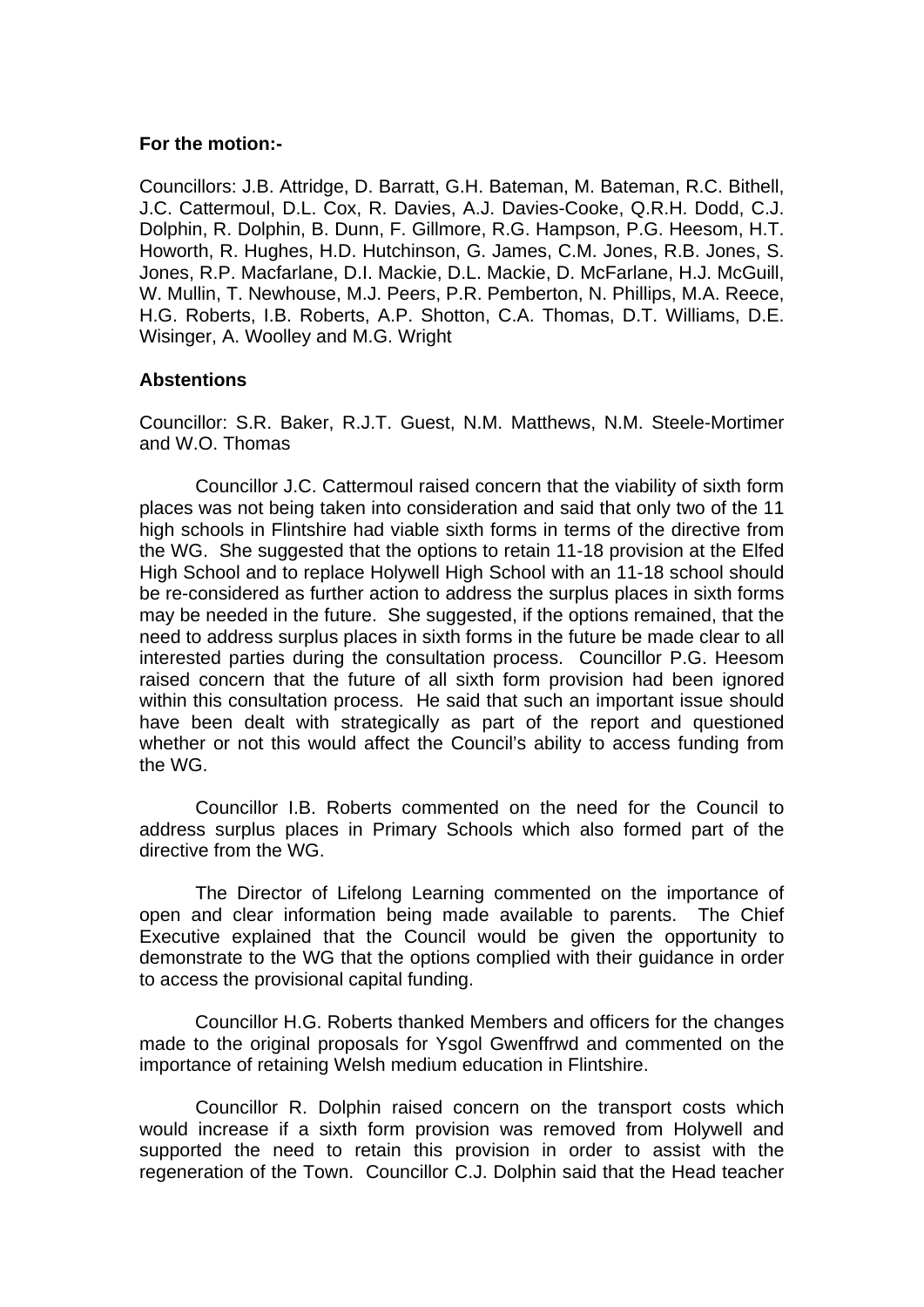**For the motion:-**

Councillors: J.B. Attridge, D. Barratt, G.H. Bateman, M. Bateman, R.C. Bithell, J.C. Cattermoul, D.L. Cox, R. Davies, A.J. Davies-Cooke, Q.R.H. Dodd, C.J. Dolphin, R. Dolphin, B. Dunn, F. Gillmore, R.G. Hampson, P.G. Heesom, H.T. Howorth, R. Hughes, H.D. Hutchinson, G. James, C.M. Jones, R.B. Jones, S. Jones, R.P. Macfarlane, D.I. Mackie, D.L. Mackie, D. McFarlane, H.J. McGuill, W. Mullin, T. Newhouse, M.J. Peers, P.R. Pemberton, N. Phillips, M.A. Reece, H.G. Roberts, I.B. Roberts, A.P. Shotton, C.A. Thomas, D.T. Williams, D.E. Wisinger, A. Woolley and M.G. Wright

**Abstentions**

Councillor: S.R. Baker, R.J.T. Guest, N.M. Matthews, N.M. Steele-Mortimer and W.O. Thomas

Councillor J.C. Cattermoul raised concern that the viability of sixth form places was not being taken into consideration and said that only two of the 11 high schools in Flintshire had viable sixth forms in terms of the directive from the WG. She suggested that the options to retain 11-18 provision at the Elfed High School and to replace Holywell High School with an 11-18 school should be re-considered as further action to address the surplus places in sixth forms may be needed in the future. She suggested, if the options remained, that the need to address surplus places in sixth forms in the future be made clear to all interested parties during the consultation process. Councillor P.G. Heesom raised concern that the future of all sixth form provision had been ignored within this consultation process. He said that such an important issue should have been dealt with strategically as part of the report and questioned whether or not this would affect the Council's ability to access funding from the WG.

Councillor I.B. Roberts commented on the need for the Council to address surplus places in Primary Schools which also formed part of the directive from the WG.

The Director of Lifelong Learning commented on the importance of open and clear information being made available to parents. The Chief Executive explained that the Council would be given the opportunity to demonstrate to the WG that the options complied with their guidance in order to access the provisional capital funding.

Councillor H.G. Roberts thanked Members and officers for the changes made to the original proposals for Ysgol Gwenffrwd and commented on the importance of retaining Welsh medium education in Flintshire.

Councillor R. Dolphin raised concern on the transport costs which would increase if a sixth form provision was removed from Holywell and supported the need to retain this provision in order to assist with the regeneration of the Town. Councillor C.J. Dolphin said that the Head teacher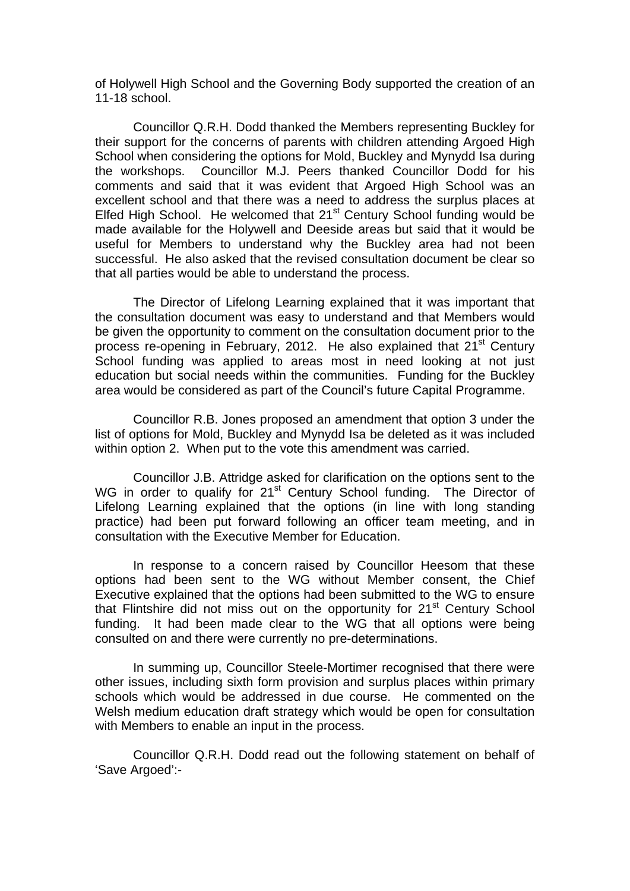of Holywell High School and the Governing Body supported the creation of an 11-18 school.

Councillor Q.R.H. Dodd thanked the Members representing Buckley for their support for the concerns of parents with children attending Argoed High School when considering the options for Mold, Buckley and Mynydd Isa during the workshops. Councillor M.J. Peers thanked Councillor Dodd for his comments and said that it was evident that Argoed High School was an excellent school and that there was a need to address the surplus places at Elfed High School. He welcomed that 21st Century School funding would be made available for the Holywell and Deeside areas but said that it would be useful for Members to understand why the Buckley area had not been successful. He also asked that the revised consultation document be clear so that all parties would be able to understand the process.

The Director of Lifelong Learning explained that it was important that the consultation document was easy to understand and that Members would be given the opportunity to comment on the consultation document prior to the process re-opening in February, 2012. He also explained that 21st Century School funding was applied to areas most in need looking at not just education but social needs within the communities. Funding for the Buckley area would be considered as part of the Council's future Capital Programme.

Councillor R.B. Jones proposed an amendment that option 3 under the list of options for Mold, Buckley and Mynydd Isa be deleted as it was included within option 2. When put to the vote this amendment was carried.

Councillor J.B. Attridge asked for clarification on the options sent to the WG in order to qualify for 21st Century School funding. The Director of Lifelong Learning explained that the options (in line with long standing practice) had been put forward following an officer team meeting, and in consultation with the Executive Member for Education.

In response to a concern raised by Councillor Heesom that these options had been sent to the WG without Member consent, the Chief Executive explained that the options had been submitted to the WG to ensure that Flintshire did not miss out on the opportunity for 21st Century School funding. It had been made clear to the WG that all options were being consulted on and there were currently no pre-determinations.

In summing up, Councillor Steele-Mortimer recognised that there were other issues, including sixth form provision and surplus places within primary schools which would be addressed in due course. He commented on the Welsh medium education draft strategy which would be open for consultation with Members to enable an input in the process.

Councillor Q.R.H. Dodd read out the following statement on behalf of 'Save Argoed':-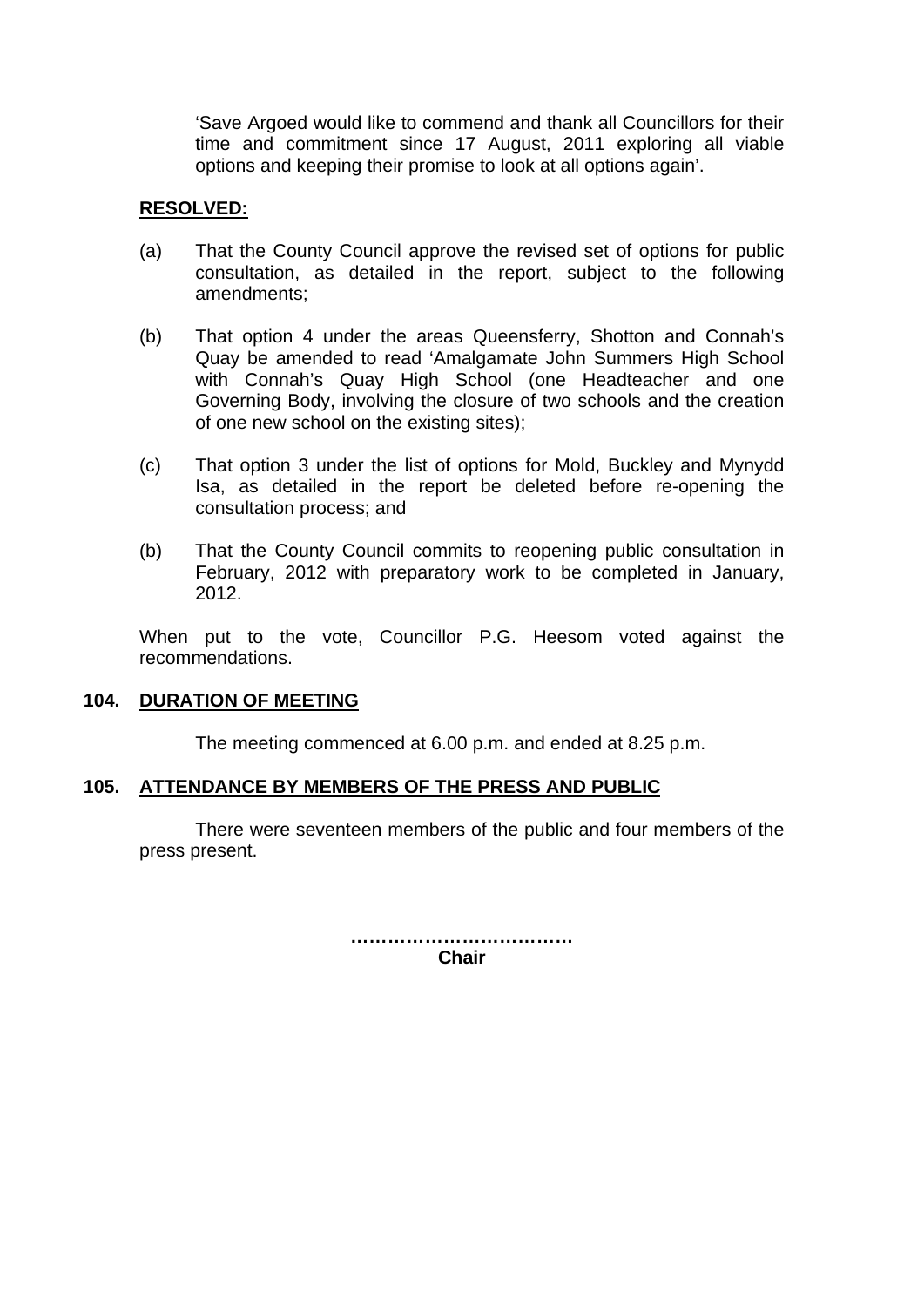'Save Argoed would like to commend and thank all Councillors for their time and commitment since 17 August, 2011 exploring all viable options and keeping their promise to look at all options again'.

**RESOLVED:**

(a) That the County Council approve the revised set of options for public consultation, as detailed in the report, subject to the following amendments;

(b) That option 4 under the areas Queensferry, Shotton and Connah's Quay be amended to read 'Amalgamate John Summers High School with Connah's Quay High School (one Headteacher and one Governing Body, involving the closure of two schools and the creation of one new school on the existing sites);

(c) That option 3 under the list of options for Mold, Buckley and Mynydd Isa, as detailed in the report be deleted before re-opening the consultation process; and

(b) That the County Council commits to reopening public consultation in February, 2012 with preparatory work to be completed in January, 2012.

When put to the vote, Councillor P.G. Heesom voted against the recommendations.

## 104. DURATION OF MEETING

The meeting commenced at 6.00 p.m. and ended at 8.25 p.m.

## 105. ATTENDANCE BY MEMBERS OF THE PRESS AND PUBLIC

There were seventeen members of the public and four members of the press present.

**………………………………**
**Chair**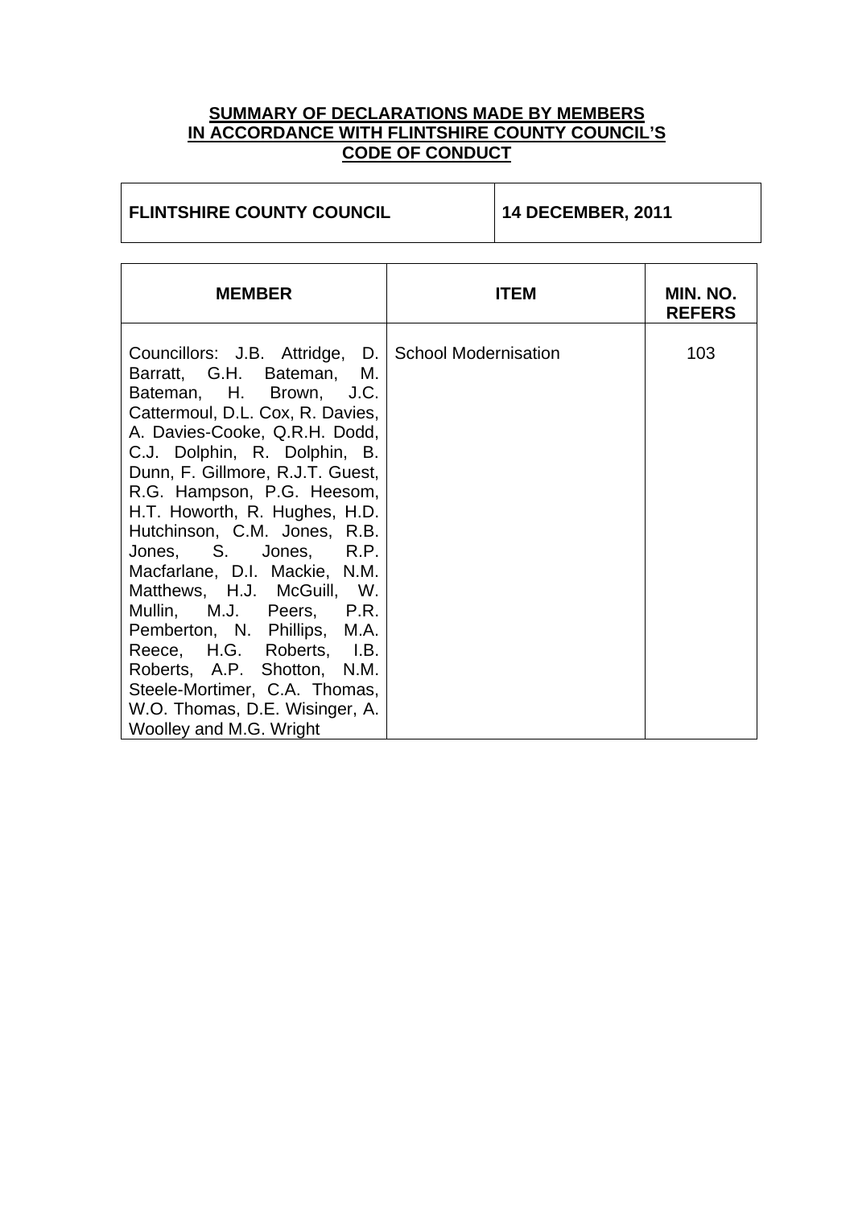**SUMMARY OF DECLARATIONS MADE BY MEMBERS IN ACCORDANCE WITH FLINTSHIRE COUNTY COUNCIL'S CODE OF CONDUCT**

| | |
|---|---|
| **FLINTSHIRE COUNTY COUNCIL** | **14 DECEMBER, 2011** |

| MEMBER | ITEM | MIN. NO. REFERS |
|---|---|---|
| Councillors: J.B. Attridge, D. Barratt, G.H. Bateman, M. Bateman, H. Brown, J.C. Cattermoul, D.L. Cox, R. Davies, A. Davies-Cooke, Q.R.H. Dodd, C.J. Dolphin, R. Dolphin, B. Dunn, F. Gillmore, R.J.T. Guest, R.G. Hampson, P.G. Heesom, H.T. Howorth, R. Hughes, H.D. Hutchinson, C.M. Jones, R.B. Jones, S. Jones, R.P. Macfarlane, D.I. Mackie, N.M. Matthews, H.J. McGuill, W. Mullin, M.J. Peers, P.R. Pemberton, N. Phillips, M.A. Reece, H.G. Roberts, I.B. Roberts, A.P. Shotton, N.M. Steele-Mortimer, C.A. Thomas, W.O. Thomas, D.E. Wisinger, A. Woolley and M.G. Wright | School Modernisation | 103 |